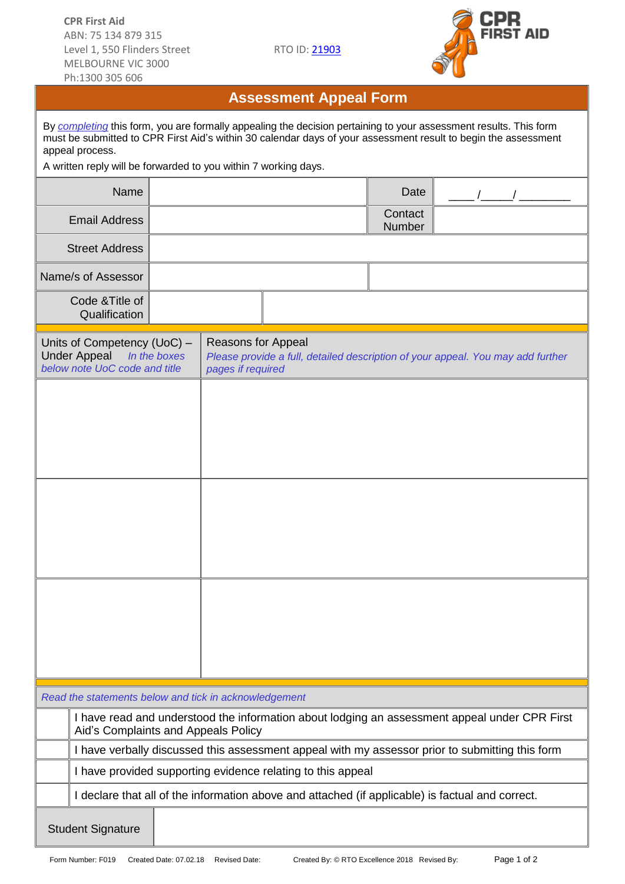CPR First Aid
ABN: 75 134 879 315
Level 1, 550 Flinders Street
MELBOURNE VIC 3000
Ph:1300 305 606

RTO ID: 21903

# Assessment Appeal Form

By *completing* this form, you are formally appealing the decision pertaining to your assessment results. This form must be submitted to CPR First Aid's within 30 calendar days of your assessment result to begin the assessment appeal process.

A written reply will be forwarded to you within 7 working days.

| | | | |
|---|---|---|---|
| Name | | Date | ____ /_____/ ________ |
| Email Address | | Contact Number | |
| Street Address | | | |
| Name/s of Assessor | | | |
| Code &Title of Qualification | | | |

| Units of Competency (UoC) – Under Appeal *In the boxes below note UoC code and title* | Reasons for Appeal *Please provide a full, detailed description of your appeal. You may add further pages if required* |
|---|---|
| | |
| | |
| | |

*Read the statements below and tick in acknowledgement*

| | |
|---|---|
| | I have read and understood the information about lodging an assessment appeal under CPR First Aid's Complaints and Appeals Policy |
| | I have verbally discussed this assessment appeal with my assessor prior to submitting this form |
| | I have provided supporting evidence relating to this appeal |
| | I declare that all of the information above and attached (if applicable) is factual and correct. |

| | |
|---|---|
| Student Signature | |

Form Number: F019 Created Date: 07.02.18 Revised Date: Created By: © RTO Excellence 2018 Revised By: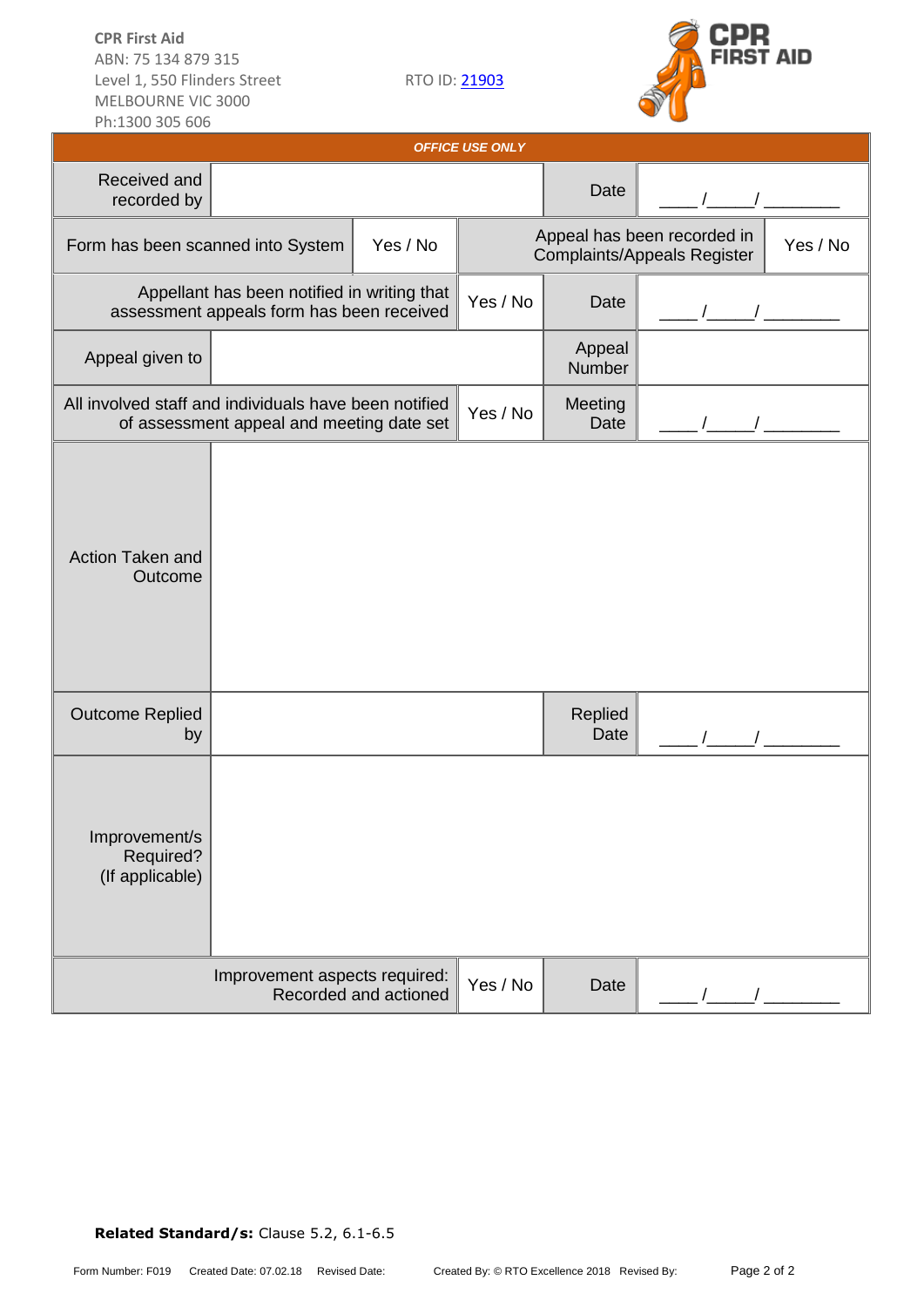**CPR First Aid**
ABN: 75 134 879 315
Level 1, 550 Flinders Street
MELBOURNE VIC 3000
Ph:1300 305 606

RTO ID: 21903

CPR FIRST AID

| *OFFICE USE ONLY* | | | | | |
|---|---|---|---|---|---|
| Received and recorded by | | | | Date | ____/_____/ ________ |
| Form has been scanned into System | Yes / No | Appeal has been recorded in Complaints/Appeals Register | | | Yes / No |
| Appellant has been notified in writing that assessment appeals form has been received | | | Yes / No | Date | ____/_____/ ________ |
| Appeal given to | | | | Appeal Number | |
| All involved staff and individuals have been notified of assessment appeal and meeting date set | | | Yes / No | Meeting Date | ____/_____/ ________ |
| Action Taken and Outcome | | | | | |
| Outcome Replied by | | | | Replied Date | ____/_____/ ________ |
| Improvement/s Required? (If applicable) | | | | | |
| Improvement aspects required: Recorded and actioned | | | Yes / No | Date | ____/_____/ ________ |

**Related Standard/s:** Clause 5.2, 6.1-6.5

Form Number: F019 Created Date: 07.02.18 Revised Date: Created By: © RTO Excellence 2018 Revised By: